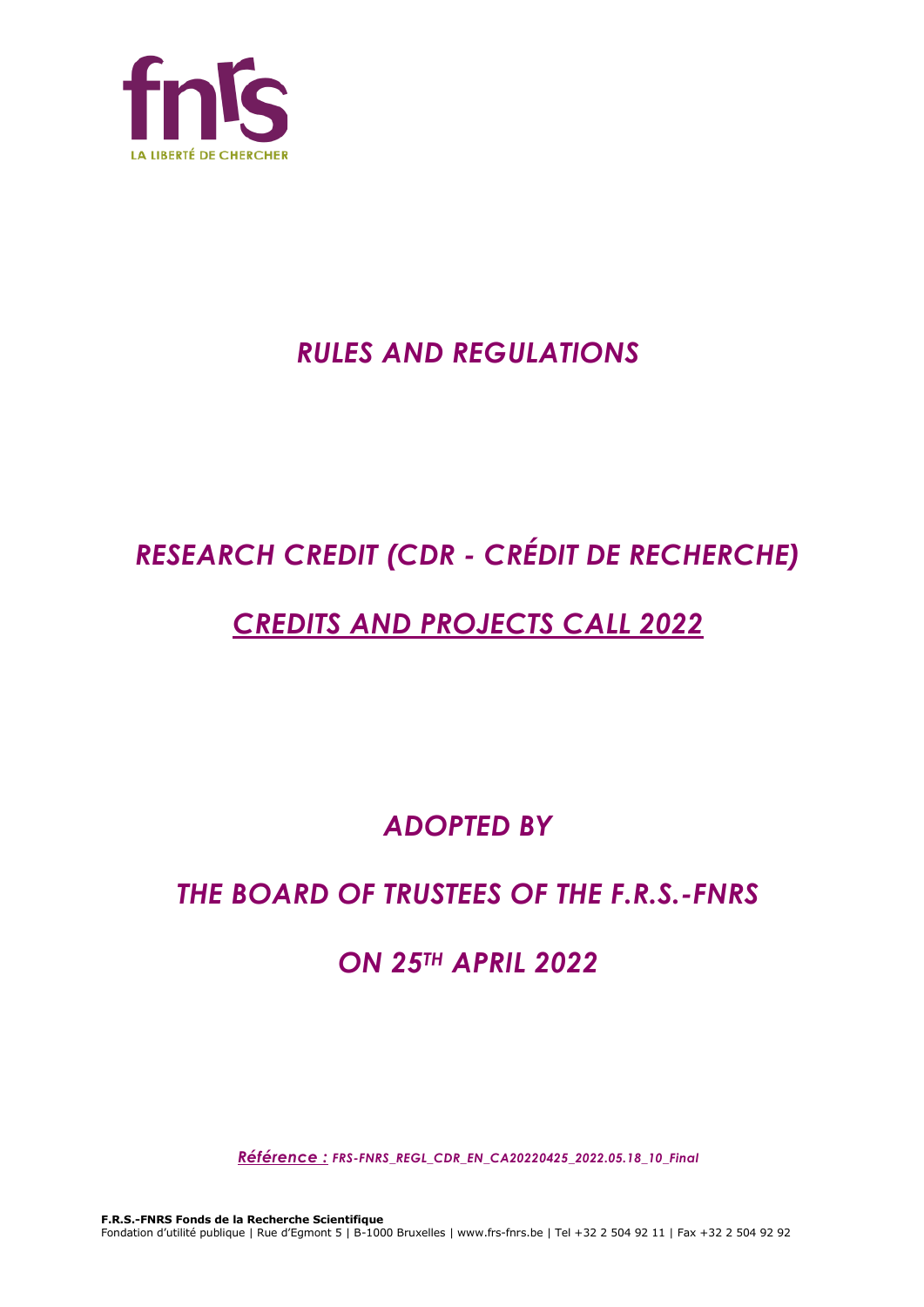# *RULES AND REGULATIONS*

# *RESEARCH CREDIT (CDR - CRÉDIT DE RECHERCHE)*

# *CREDITS AND PROJECTS CALL 2022*

## *ADOPTED BY*

## *THE BOARD OF TRUSTEES OF THE F.R.S.-FNRS*

## *ON 25TH APRIL 2022*

*Référence : FRS-FNRS_REGL_CDR_EN_CA20220425_2022.05.18_10_Final*

**F.R.S.-FNRS Fonds de la Recherche Scientifique**
Fondation d'utilité publique | Rue d'Egmont 5 | B-1000 Bruxelles | www.frs-fnrs.be | Tel +32 2 504 92 11 | Fax +32 2 504 92 92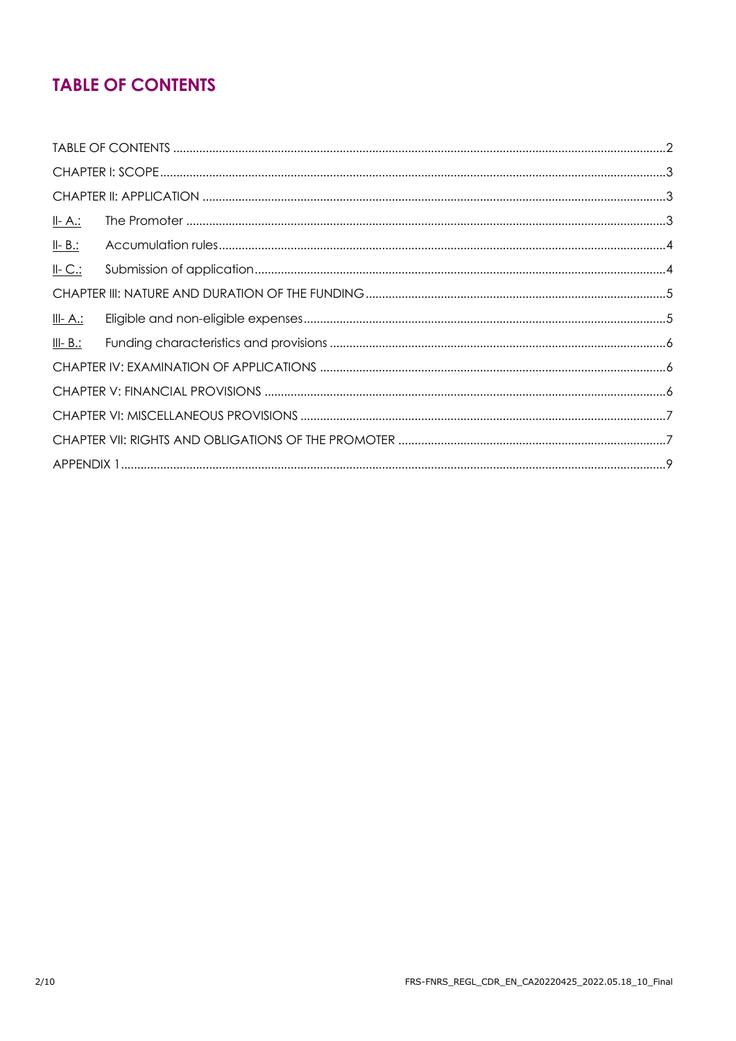## TABLE OF CONTENTS

TABLE OF CONTENTS ....................................................................................................................................2

CHAPTER I: SCOPE....................................................................................................................................3

CHAPTER II: APPLICATION ......................................................................................................................3

II- A.: The Promoter ....................................................................................................................................3

II- B.: Accumulation rules..........................................................................................................................4

II- C.: Submission of application...............................................................................................................4

CHAPTER III: NATURE AND DURATION OF THE FUNDING..................................................................5

III- A.: Eligible and non-eligible expenses................................................................................................5

III- B.: Funding characteristics and provisions .........................................................................................6

CHAPTER IV: EXAMINATION OF APPLICATIONS ..................................................................................6

CHAPTER V: FINANCIAL PROVISIONS ....................................................................................................6

CHAPTER VI: MISCELLANEOUS PROVISIONS ........................................................................................7

CHAPTER VII: RIGHTS AND OBLIGATIONS OF THE PROMOTER ..........................................................7

APPENDIX 1..................................................................................................................................................9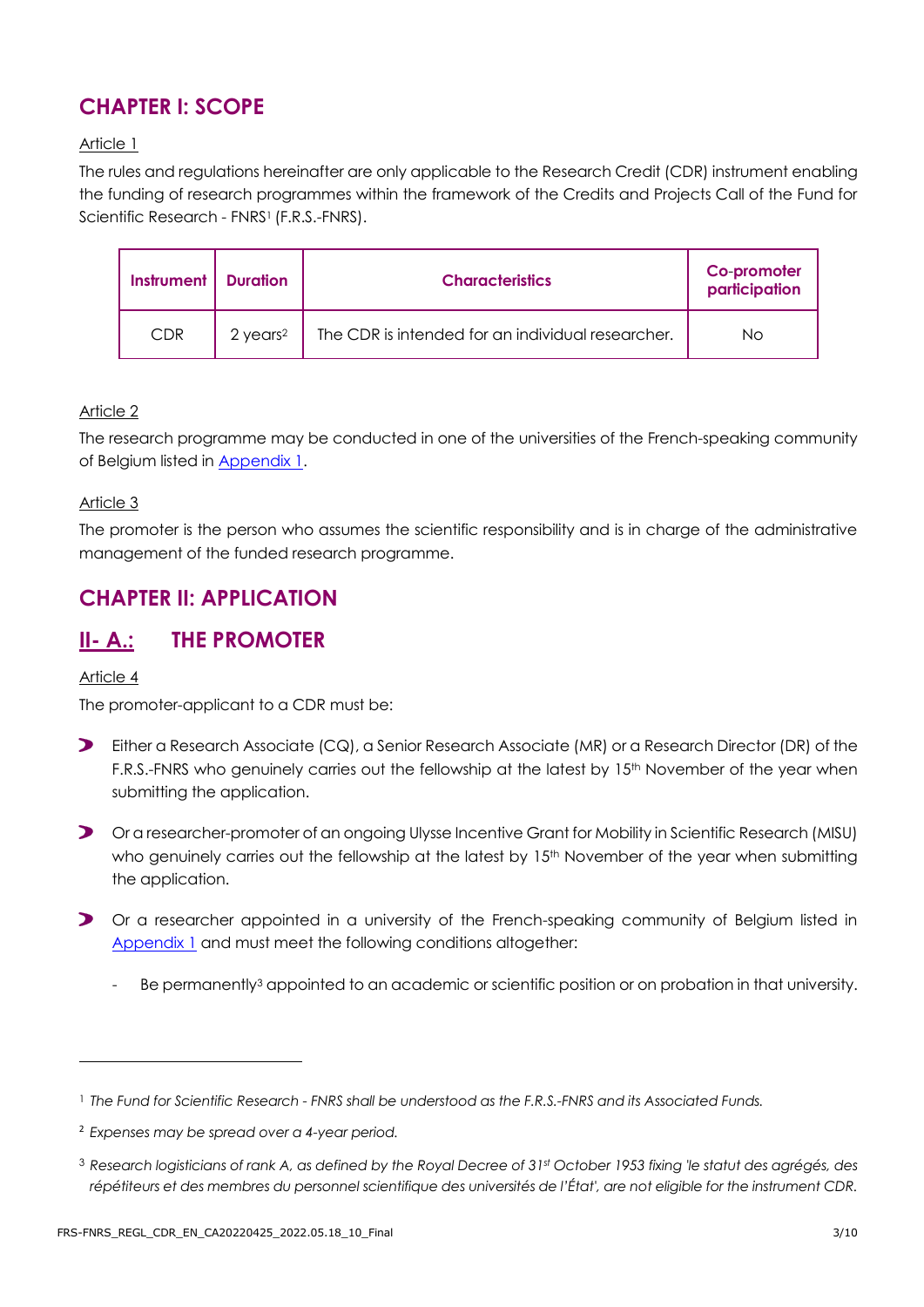# CHAPTER I: SCOPE

Article 1

The rules and regulations hereinafter are only applicable to the Research Credit (CDR) instrument enabling the funding of research programmes within the framework of the Credits and Projects Call of the Fund for Scientific Research - FNRS[1] (F.R.S.-FNRS).

| Instrument | Duration | Characteristics | Co-promoter participation |
|---|---|---|---|
| CDR | 2 years[2] | The CDR is intended for an individual researcher. | No |

Article 2

The research programme may be conducted in one of the universities of the French-speaking community of Belgium listed in Appendix 1.

Article 3

The promoter is the person who assumes the scientific responsibility and is in charge of the administrative management of the funded research programme.

# CHAPTER II: APPLICATION

## II- A.: THE PROMOTER

Article 4

The promoter-applicant to a CDR must be:

- Either a Research Associate (CQ), a Senior Research Associate (MR) or a Research Director (DR) of the F.R.S.-FNRS who genuinely carries out the fellowship at the latest by 15th November of the year when submitting the application.
- Or a researcher-promoter of an ongoing Ulysse Incentive Grant for Mobility in Scientific Research (MISU) who genuinely carries out the fellowship at the latest by 15th November of the year when submitting the application.
- Or a researcher appointed in a university of the French-speaking community of Belgium listed in Appendix 1 and must meet the following conditions altogether:
  - Be permanently[3] appointed to an academic or scientific position or on probation in that university.

---

[1] *The Fund for Scientific Research - FNRS shall be understood as the F.R.S.-FNRS and its Associated Funds.*

[2] *Expenses may be spread over a 4-year period.*

[3] *Research logisticians of rank A, as defined by the Royal Decree of 31st October 1953 fixing 'le statut des agrégés, des répétiteurs et des membres du personnel scientifique des universités de l'État', are not eligible for the instrument CDR.*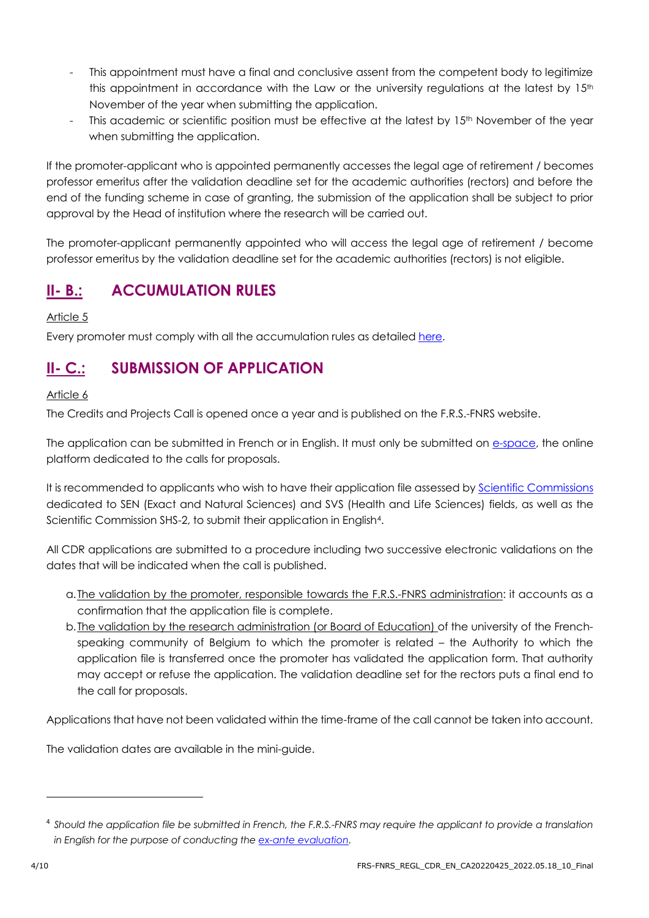- This appointment must have a final and conclusive assent from the competent body to legitimize this appointment in accordance with the Law or the university regulations at the latest by 15th November of the year when submitting the application.
- This academic or scientific position must be effective at the latest by 15th November of the year when submitting the application.

If the promoter-applicant who is appointed permanently accesses the legal age of retirement / becomes professor emeritus after the validation deadline set for the academic authorities (rectors) and before the end of the funding scheme in case of granting, the submission of the application shall be subject to prior approval by the Head of institution where the research will be carried out.

The promoter-applicant permanently appointed who will access the legal age of retirement / become professor emeritus by the validation deadline set for the academic authorities (rectors) is not eligible.

## II- B.: ACCUMULATION RULES

Article 5

Every promoter must comply with all the accumulation rules as detailed here.

## II- C.: SUBMISSION OF APPLICATION

Article 6

The Credits and Projects Call is opened once a year and is published on the F.R.S.-FNRS website.

The application can be submitted in French or in English. It must only be submitted on e-space, the online platform dedicated to the calls for proposals.

It is recommended to applicants who wish to have their application file assessed by Scientific Commissions dedicated to SEN (Exact and Natural Sciences) and SVS (Health and Life Sciences) fields, as well as the Scientific Commission SHS-2, to submit their application in English[4].

All CDR applications are submitted to a procedure including two successive electronic validations on the dates that will be indicated when the call is published.

a. The validation by the promoter, responsible towards the F.R.S.-FNRS administration: it accounts as a confirmation that the application file is complete.
b. The validation by the research administration (or Board of Education) of the university of the French-speaking community of Belgium to which the promoter is related – the Authority to which the application file is transferred once the promoter has validated the application form. That authority may accept or refuse the application. The validation deadline set for the rectors puts a final end to the call for proposals.

Applications that have not been validated within the time-frame of the call cannot be taken into account.

The validation dates are available in the mini-guide.

[4] *Should the application file be submitted in French, the F.R.S.-FNRS may require the applicant to provide a translation in English for the purpose of conducting the ex-ante evaluation.*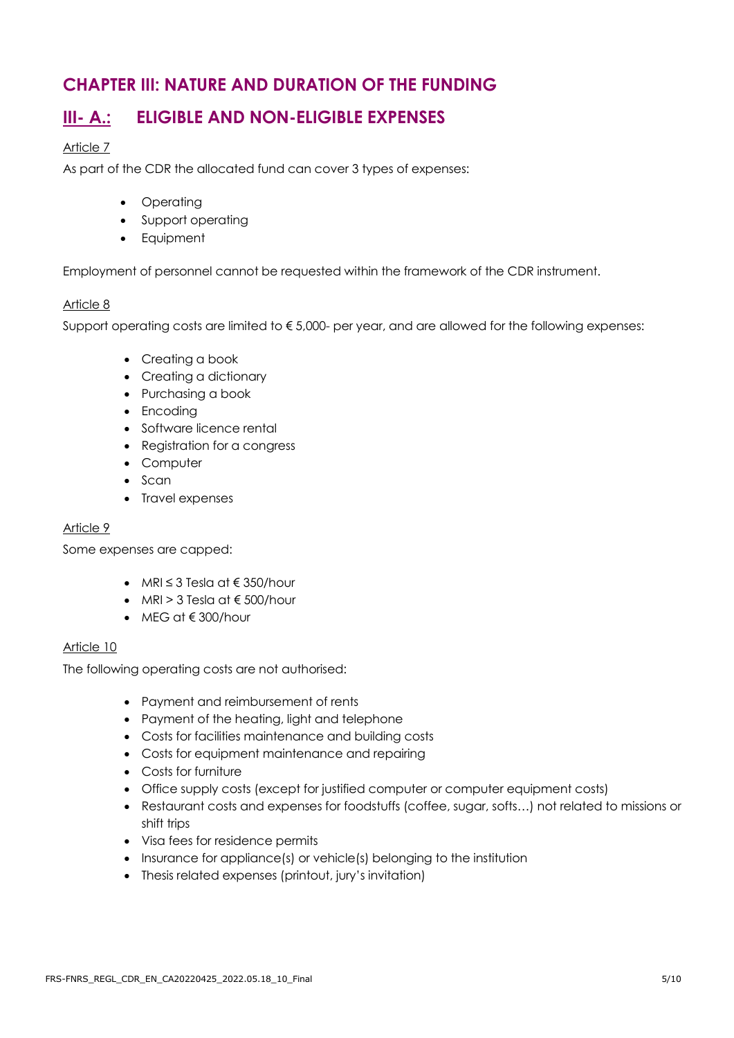# CHAPTER III: NATURE AND DURATION OF THE FUNDING

## III- A.: ELIGIBLE AND NON-ELIGIBLE EXPENSES

Article 7

As part of the CDR the allocated fund can cover 3 types of expenses:

- Operating
- Support operating
- Equipment

Employment of personnel cannot be requested within the framework of the CDR instrument.

Article 8

Support operating costs are limited to € 5,000- per year, and are allowed for the following expenses:

- Creating a book
- Creating a dictionary
- Purchasing a book
- Encoding
- Software licence rental
- Registration for a congress
- Computer
- Scan
- Travel expenses

Article 9

Some expenses are capped:

- MRI ≤ 3 Tesla at € 350/hour
- MRI > 3 Tesla at € 500/hour
- MEG at € 300/hour

Article 10

The following operating costs are not authorised:

- Payment and reimbursement of rents
- Payment of the heating, light and telephone
- Costs for facilities maintenance and building costs
- Costs for equipment maintenance and repairing
- Costs for furniture
- Office supply costs (except for justified computer or computer equipment costs)
- Restaurant costs and expenses for foodstuffs (coffee, sugar, softs…) not related to missions or shift trips
- Visa fees for residence permits
- Insurance for appliance(s) or vehicle(s) belonging to the institution
- Thesis related expenses (printout, jury's invitation)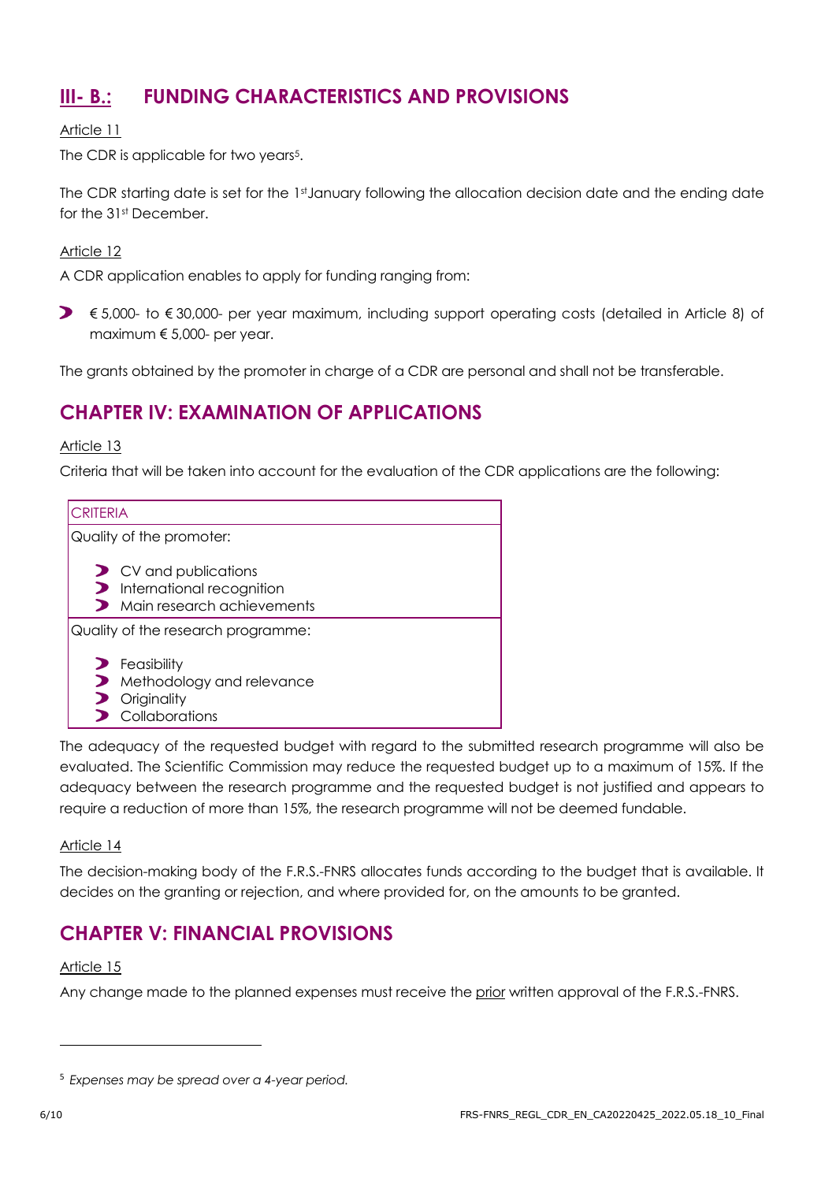## III- B.: FUNDING CHARACTERISTICS AND PROVISIONS

Article 11

The CDR is applicable for two years[5].

The CDR starting date is set for the 1st January following the allocation decision date and the ending date for the 31st December.

Article 12

A CDR application enables to apply for funding ranging from:

- € 5,000- to € 30,000- per year maximum, including support operating costs (detailed in Article 8) of maximum € 5,000- per year.

The grants obtained by the promoter in charge of a CDR are personal and shall not be transferable.

## CHAPTER IV: EXAMINATION OF APPLICATIONS

Article 13

Criteria that will be taken into account for the evaluation of the CDR applications are the following:

| CRITERIA |
|---|
| Quality of the promoter:<br>- CV and publications<br>- International recognition<br>- Main research achievements |
| Quality of the research programme:<br>- Feasibility<br>- Methodology and relevance<br>- Originality<br>- Collaborations |

The adequacy of the requested budget with regard to the submitted research programme will also be evaluated. The Scientific Commission may reduce the requested budget up to a maximum of 15%. If the adequacy between the research programme and the requested budget is not justified and appears to require a reduction of more than 15%, the research programme will not be deemed fundable.

Article 14

The decision-making body of the F.R.S.-FNRS allocates funds according to the budget that is available. It decides on the granting or rejection, and where provided for, on the amounts to be granted.

## CHAPTER V: FINANCIAL PROVISIONS

Article 15

Any change made to the planned expenses must receive the prior written approval of the F.R.S.-FNRS.

---

[5] *Expenses may be spread over a 4-year period.*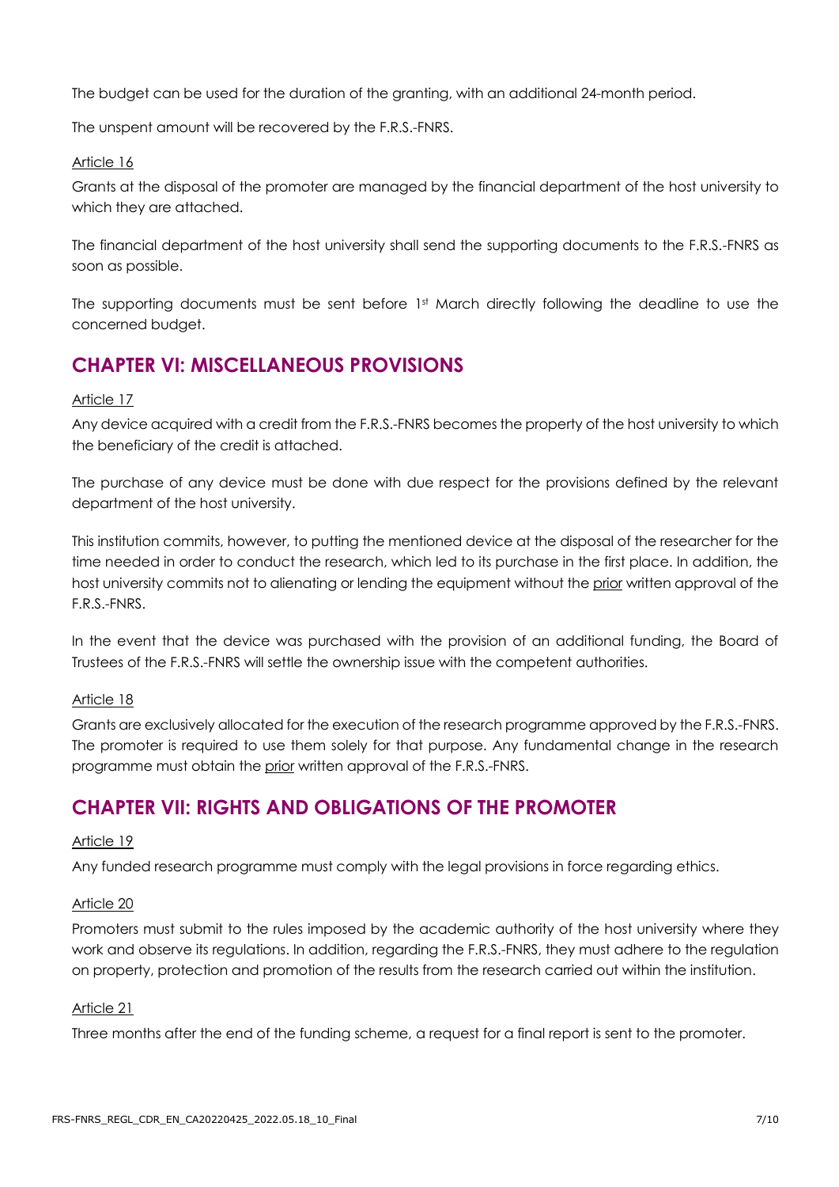The budget can be used for the duration of the granting, with an additional 24-month period.

The unspent amount will be recovered by the F.R.S.-FNRS.

Article 16

Grants at the disposal of the promoter are managed by the financial department of the host university to which they are attached.

The financial department of the host university shall send the supporting documents to the F.R.S.-FNRS as soon as possible.

The supporting documents must be sent before 1st March directly following the deadline to use the concerned budget.

## CHAPTER VI: MISCELLANEOUS PROVISIONS

Article 17

Any device acquired with a credit from the F.R.S.-FNRS becomes the property of the host university to which the beneficiary of the credit is attached.

The purchase of any device must be done with due respect for the provisions defined by the relevant department of the host university.

This institution commits, however, to putting the mentioned device at the disposal of the researcher for the time needed in order to conduct the research, which led to its purchase in the first place. In addition, the host university commits not to alienating or lending the equipment without the prior written approval of the F.R.S.-FNRS.

In the event that the device was purchased with the provision of an additional funding, the Board of Trustees of the F.R.S.-FNRS will settle the ownership issue with the competent authorities.

Article 18

Grants are exclusively allocated for the execution of the research programme approved by the F.R.S.-FNRS. The promoter is required to use them solely for that purpose. Any fundamental change in the research programme must obtain the prior written approval of the F.R.S.-FNRS.

## CHAPTER VII: RIGHTS AND OBLIGATIONS OF THE PROMOTER

Article 19

Any funded research programme must comply with the legal provisions in force regarding ethics.

Article 20

Promoters must submit to the rules imposed by the academic authority of the host university where they work and observe its regulations. In addition, regarding the F.R.S.-FNRS, they must adhere to the regulation on property, protection and promotion of the results from the research carried out within the institution.

Article 21

Three months after the end of the funding scheme, a request for a final report is sent to the promoter.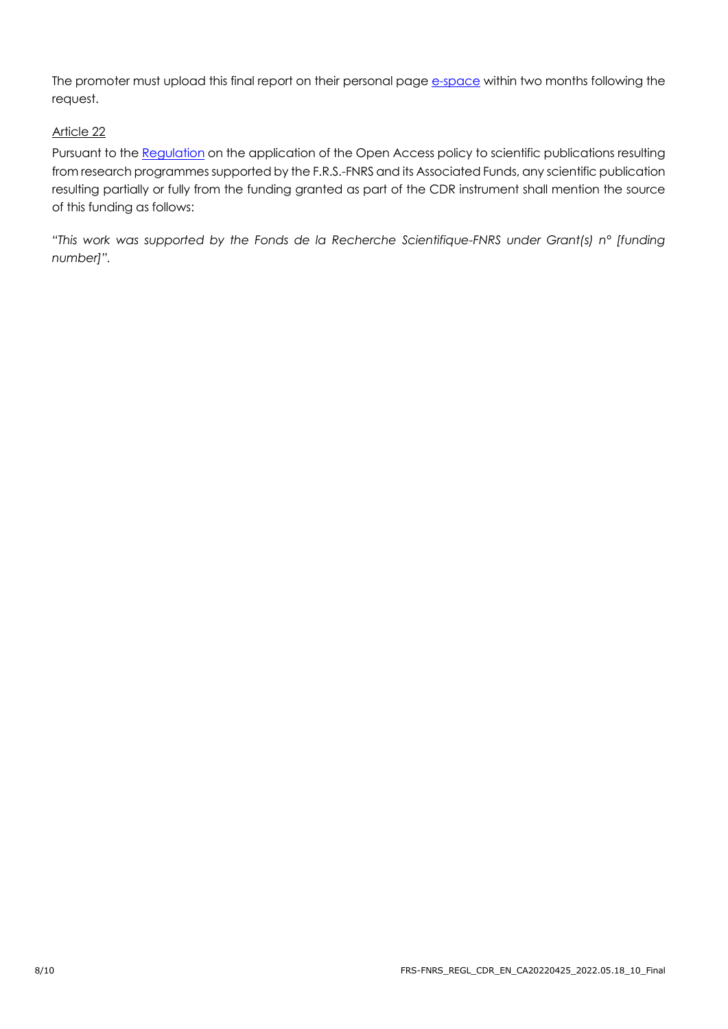The promoter must upload this final report on their personal page e-space within two months following the request.

Article 22

Pursuant to the Regulation on the application of the Open Access policy to scientific publications resulting from research programmes supported by the F.R.S.-FNRS and its Associated Funds, any scientific publication resulting partially or fully from the funding granted as part of the CDR instrument shall mention the source of this funding as follows:

*"This work was supported by the Fonds de la Recherche Scientifique-FNRS under Grant(s) n° [funding number]".*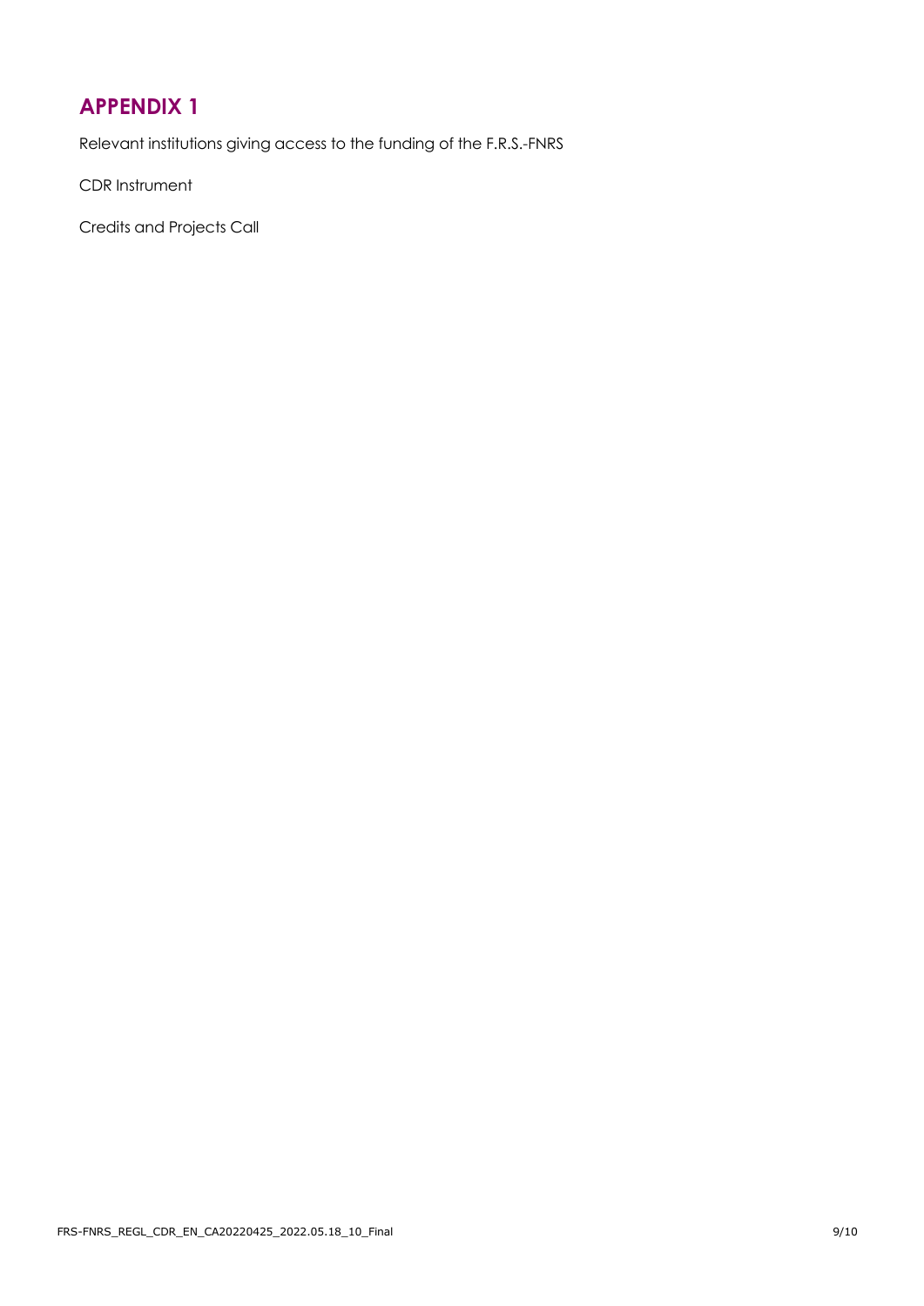# APPENDIX 1

Relevant institutions giving access to the funding of the F.R.S.-FNRS

CDR Instrument

Credits and Projects Call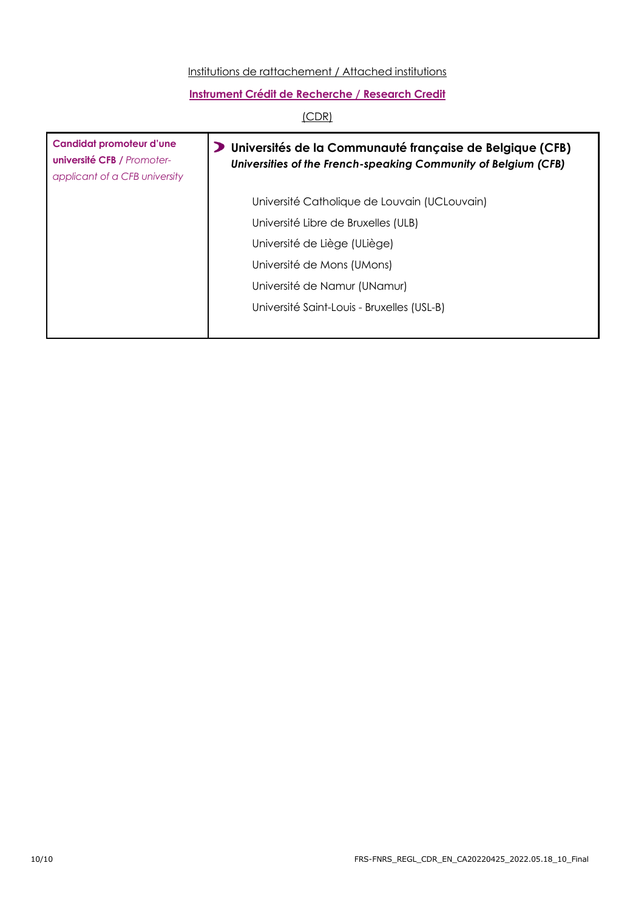Institutions de rattachement / Attached institutions

**Instrument Crédit de Recherche / Research Credit**

(CDR)

| | |
|---|---|
| **Candidat promoteur d'une université CFB** / *Promoter-applicant of a CFB university* | **Universités de la Communauté française de Belgique (CFB)**<br>***Universities of the French-speaking Community of Belgium (CFB)***<br><br>Université Catholique de Louvain (UCLouvain)<br>Université Libre de Bruxelles (ULB)<br>Université de Liège (ULiège)<br>Université de Mons (UMons)<br>Université de Namur (UNamur)<br>Université Saint-Louis - Bruxelles (USL-B) |